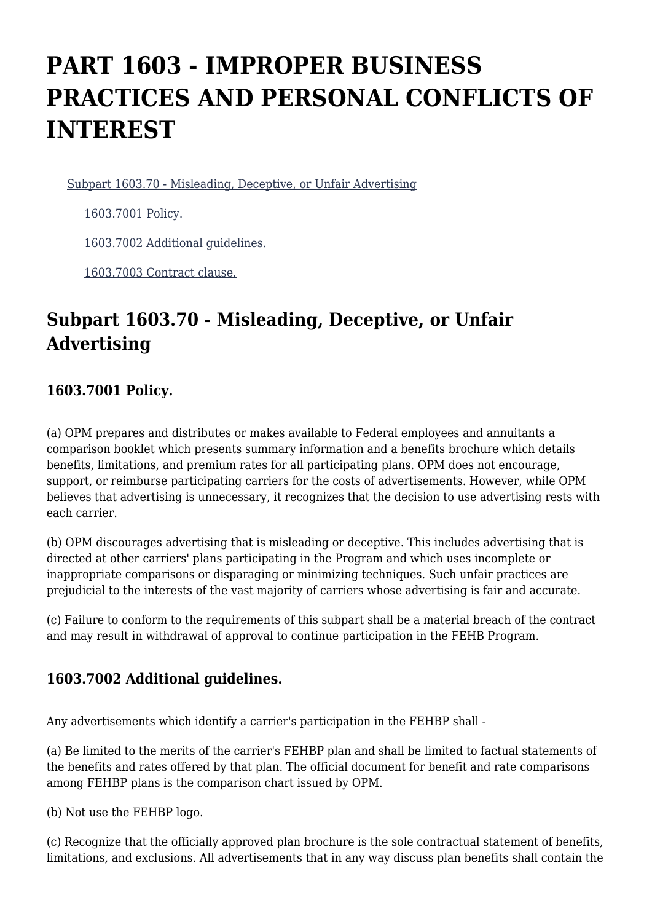# PART 1603 - IMPROPER BUSINESS PRACTICES AND PERSONAL CONFLICTS OF INTEREST

Subpart 1603.70 - Misleading, Deceptive, or Unfair Advertising

1603.7001 Policy.

1603.7002 Additional guidelines.

1603.7003 Contract clause.

## Subpart 1603.70 - Misleading, Deceptive, or Unfair Advertising

### 1603.7001 Policy.

(a) OPM prepares and distributes or makes available to Federal employees and annuitants a comparison booklet which presents summary information and a benefits brochure which details benefits, limitations, and premium rates for all participating plans. OPM does not encourage, support, or reimburse participating carriers for the costs of advertisements. However, while OPM believes that advertising is unnecessary, it recognizes that the decision to use advertising rests with each carrier.

(b) OPM discourages advertising that is misleading or deceptive. This includes advertising that is directed at other carriers' plans participating in the Program and which uses incomplete or inappropriate comparisons or disparaging or minimizing techniques. Such unfair practices are prejudicial to the interests of the vast majority of carriers whose advertising is fair and accurate.

(c) Failure to conform to the requirements of this subpart shall be a material breach of the contract and may result in withdrawal of approval to continue participation in the FEHB Program.

### 1603.7002 Additional guidelines.

Any advertisements which identify a carrier's participation in the FEHBP shall -

(a) Be limited to the merits of the carrier's FEHBP plan and shall be limited to factual statements of the benefits and rates offered by that plan. The official document for benefit and rate comparisons among FEHBP plans is the comparison chart issued by OPM.

(b) Not use the FEHBP logo.

(c) Recognize that the officially approved plan brochure is the sole contractual statement of benefits, limitations, and exclusions. All advertisements that in any way discuss plan benefits shall contain the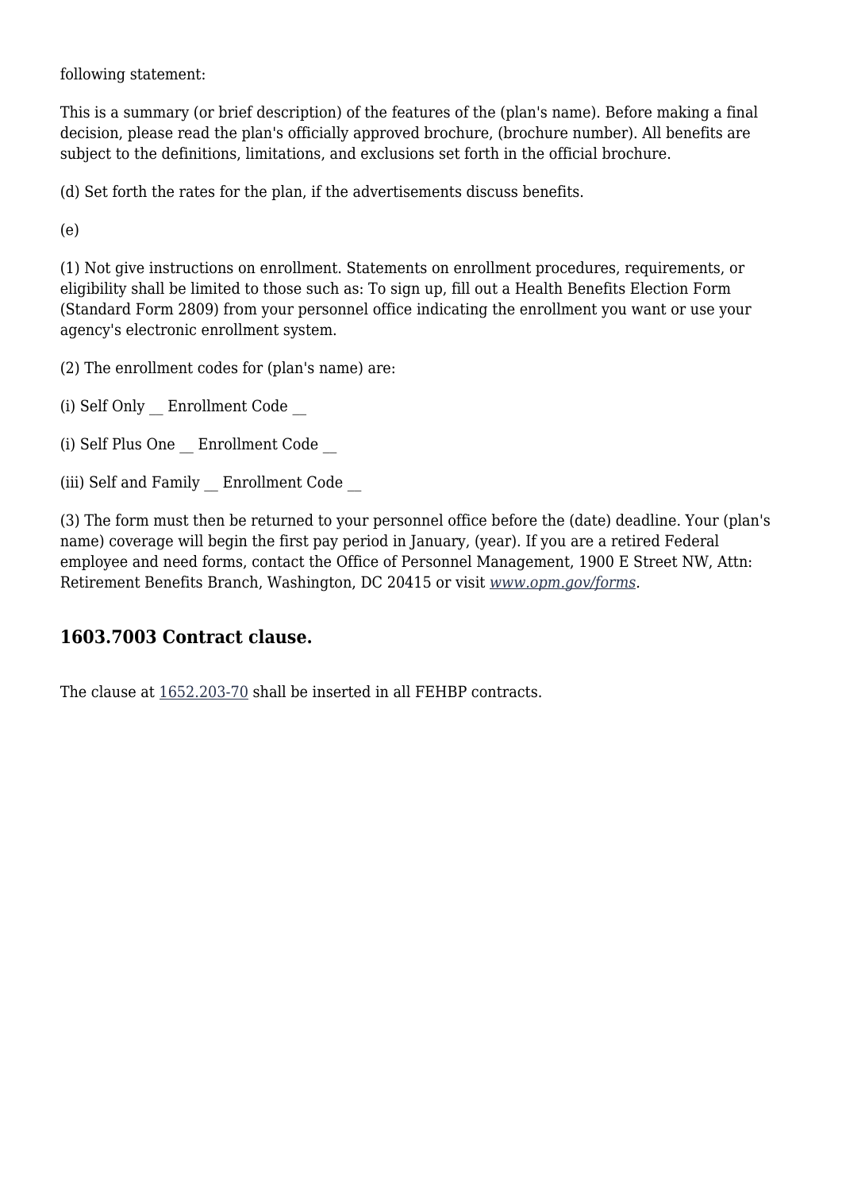following statement:

This is a summary (or brief description) of the features of the (plan's name). Before making a final decision, please read the plan's officially approved brochure, (brochure number). All benefits are subject to the definitions, limitations, and exclusions set forth in the official brochure.

(d) Set forth the rates for the plan, if the advertisements discuss benefits.

(e)

(1) Not give instructions on enrollment. Statements on enrollment procedures, requirements, or eligibility shall be limited to those such as: To sign up, fill out a Health Benefits Election Form (Standard Form 2809) from your personnel office indicating the enrollment you want or use your agency's electronic enrollment system.

(2) The enrollment codes for (plan's name) are:

(i) Self Only __ Enrollment Code __

(i) Self Plus One __ Enrollment Code __

(iii) Self and Family __ Enrollment Code __

(3) The form must then be returned to your personnel office before the (date) deadline. Your (plan's name) coverage will begin the first pay period in January, (year). If you are a retired Federal employee and need forms, contact the Office of Personnel Management, 1900 E Street NW, Attn: Retirement Benefits Branch, Washington, DC 20415 or visit *www.opm.gov/forms*.

### 1603.7003 Contract clause.

The clause at 1652.203-70 shall be inserted in all FEHBP contracts.